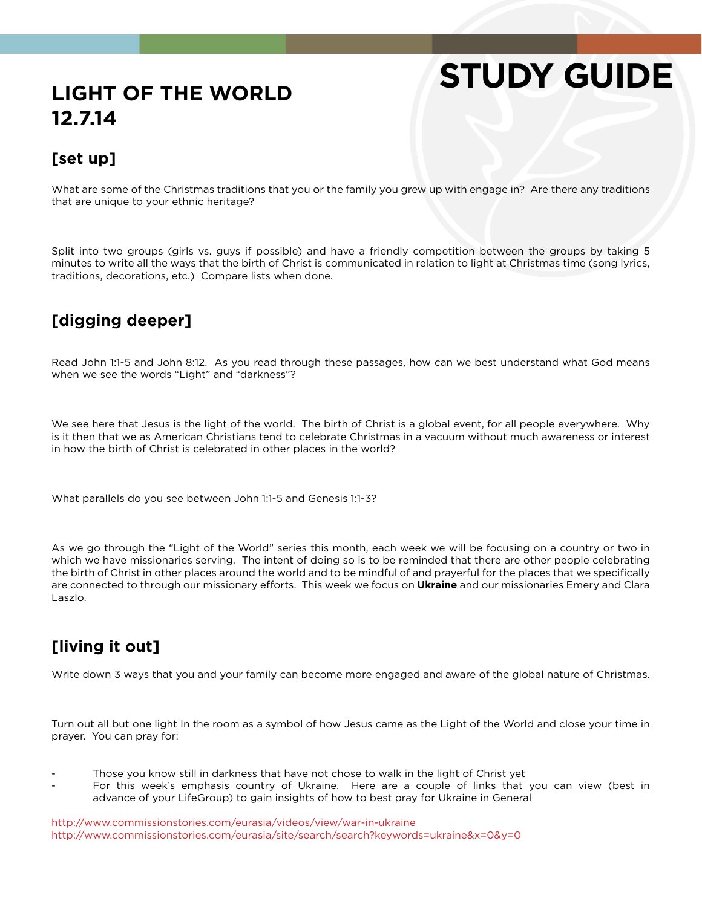# STUDY GUIDE

## LIGHT OF THE WORLD
## 12.7.14

### [set up]

What are some of the Christmas traditions that you or the family you grew up with engage in? Are there any traditions that are unique to your ethnic heritage?

Split into two groups (girls vs. guys if possible) and have a friendly competition between the groups by taking 5 minutes to write all the ways that the birth of Christ is communicated in relation to light at Christmas time (song lyrics, traditions, decorations, etc.) Compare lists when done.

### [digging deeper]

Read John 1:1-5 and John 8:12. As you read through these passages, how can we best understand what God means when we see the words "Light" and "darkness"?

We see here that Jesus is the light of the world. The birth of Christ is a global event, for all people everywhere. Why is it then that we as American Christians tend to celebrate Christmas in a vacuum without much awareness or interest in how the birth of Christ is celebrated in other places in the world?

What parallels do you see between John 1:1-5 and Genesis 1:1-3?

As we go through the "Light of the World" series this month, each week we will be focusing on a country or two in which we have missionaries serving. The intent of doing so is to be reminded that there are other people celebrating the birth of Christ in other places around the world and to be mindful of and prayerful for the places that we specifically are connected to through our missionary efforts. This week we focus on **Ukraine** and our missionaries Emery and Clara Laszlo.

### [living it out]

Write down 3 ways that you and your family can become more engaged and aware of the global nature of Christmas.

Turn out all but one light In the room as a symbol of how Jesus came as the Light of the World and close your time in prayer. You can pray for:

- Those you know still in darkness that have not chose to walk in the light of Christ yet
- For this week's emphasis country of Ukraine. Here are a couple of links that you can view (best in advance of your LifeGroup) to gain insights of how to best pray for Ukraine in General

http://www.commissionstories.com/eurasia/videos/view/war-in-ukraine
http://www.commissionstories.com/eurasia/site/search/search?keywords=ukraine&x=0&y=0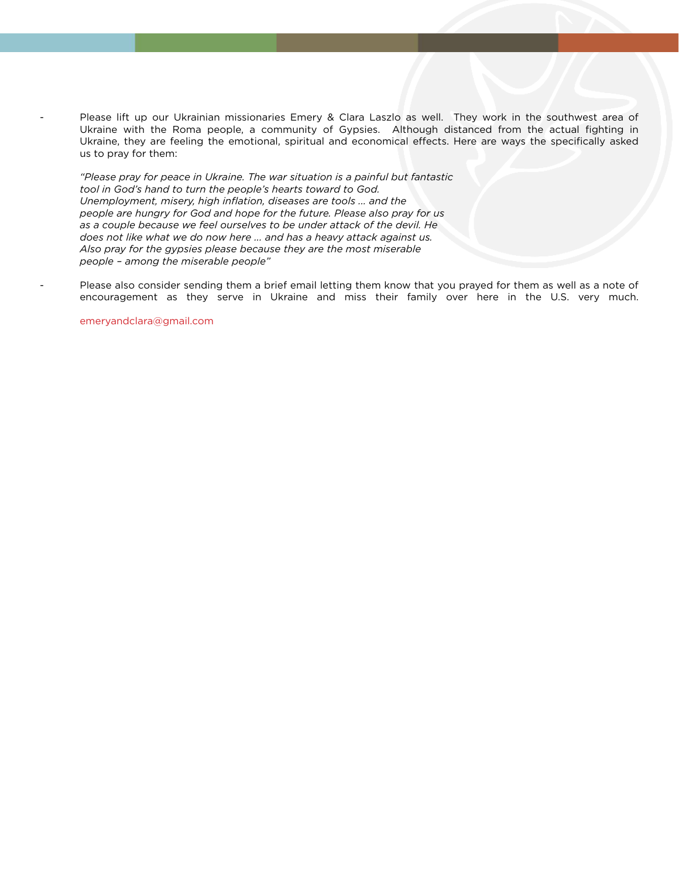- Please lift up our Ukrainian missionaries Emery & Clara Laszlo as well. They work in the southwest area of Ukraine with the Roma people, a community of Gypsies. Although distanced from the actual fighting in Ukraine, they are feeling the emotional, spiritual and economical effects. Here are ways the specifically asked us to pray for them:

  *"Please pray for peace in Ukraine. The war situation is a painful but fantastic tool in God's hand to turn the people's hearts toward to God. Unemployment, misery, high inflation, diseases are tools … and the people are hungry for God and hope for the future. Please also pray for us as a couple because we feel ourselves to be under attack of the devil. He does not like what we do now here … and has a heavy attack against us. Also pray for the gypsies please because they are the most miserable people – among the miserable people"*

- Please also consider sending them a brief email letting them know that you prayed for them as well as a note of encouragement as they serve in Ukraine and miss their family over here in the U.S. very much.

  emeryandclara@gmail.com